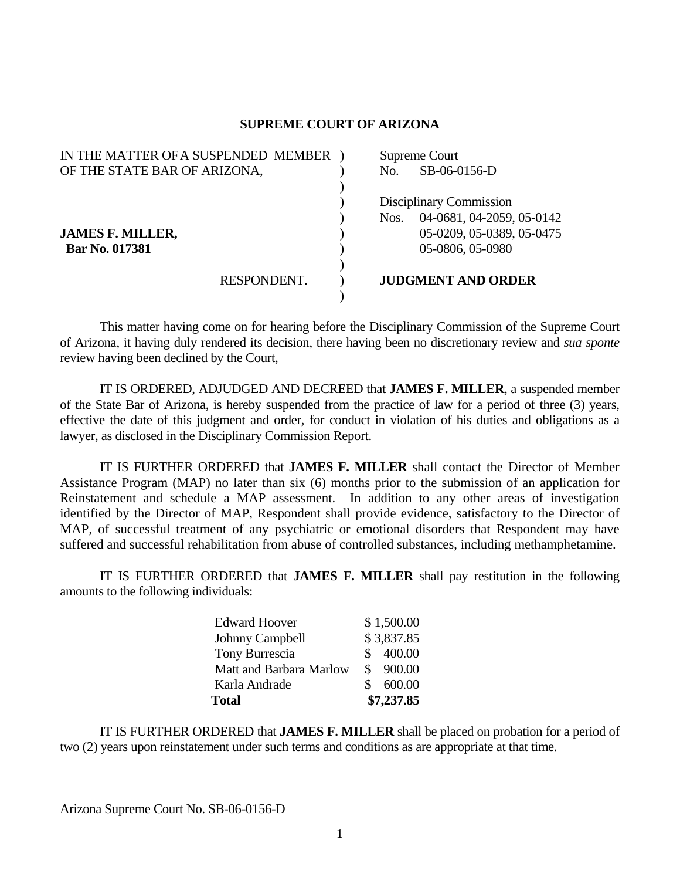## SUPREME COURT OF ARIZONA

| IN THE MATTER OF A SUSPENDED MEMBER OF THE STATE BAR OF ARIZONA, | Supreme Court No. SB-06-0156-D |
|---|---|
| **JAMES F. MILLER,** **Bar No. 017381** | Disciplinary Commission Nos. 04-0681, 04-2059, 05-0142, 05-0209, 05-0389, 05-0475, 05-0806, 05-0980 |
| RESPONDENT. | **JUDGMENT AND ORDER** |

This matter having come on for hearing before the Disciplinary Commission of the Supreme Court of Arizona, it having duly rendered its decision, there having been no discretionary review and *sua sponte* review having been declined by the Court,

IT IS ORDERED, ADJUDGED AND DECREED that **JAMES F. MILLER**, a suspended member of the State Bar of Arizona, is hereby suspended from the practice of law for a period of three (3) years, effective the date of this judgment and order, for conduct in violation of his duties and obligations as a lawyer, as disclosed in the Disciplinary Commission Report.

IT IS FURTHER ORDERED that **JAMES F. MILLER** shall contact the Director of Member Assistance Program (MAP) no later than six (6) months prior to the submission of an application for Reinstatement and schedule a MAP assessment. In addition to any other areas of investigation identified by the Director of MAP, Respondent shall provide evidence, satisfactory to the Director of MAP, of successful treatment of any psychiatric or emotional disorders that Respondent may have suffered and successful rehabilitation from abuse of controlled substances, including methamphetamine.

IT IS FURTHER ORDERED that **JAMES F. MILLER** shall pay restitution in the following amounts to the following individuals:

| | |
|---|---|
| Edward Hoover | $ 1,500.00 |
| Johnny Campbell | $ 3,837.85 |
| Tony Burrescia | $ 400.00 |
| Matt and Barbara Marlow | $ 900.00 |
| Karla Andrade | $ 600.00 |
| **Total** | **$7,237.85** |

IT IS FURTHER ORDERED that **JAMES F. MILLER** shall be placed on probation for a period of two (2) years upon reinstatement under such terms and conditions as are appropriate at that time.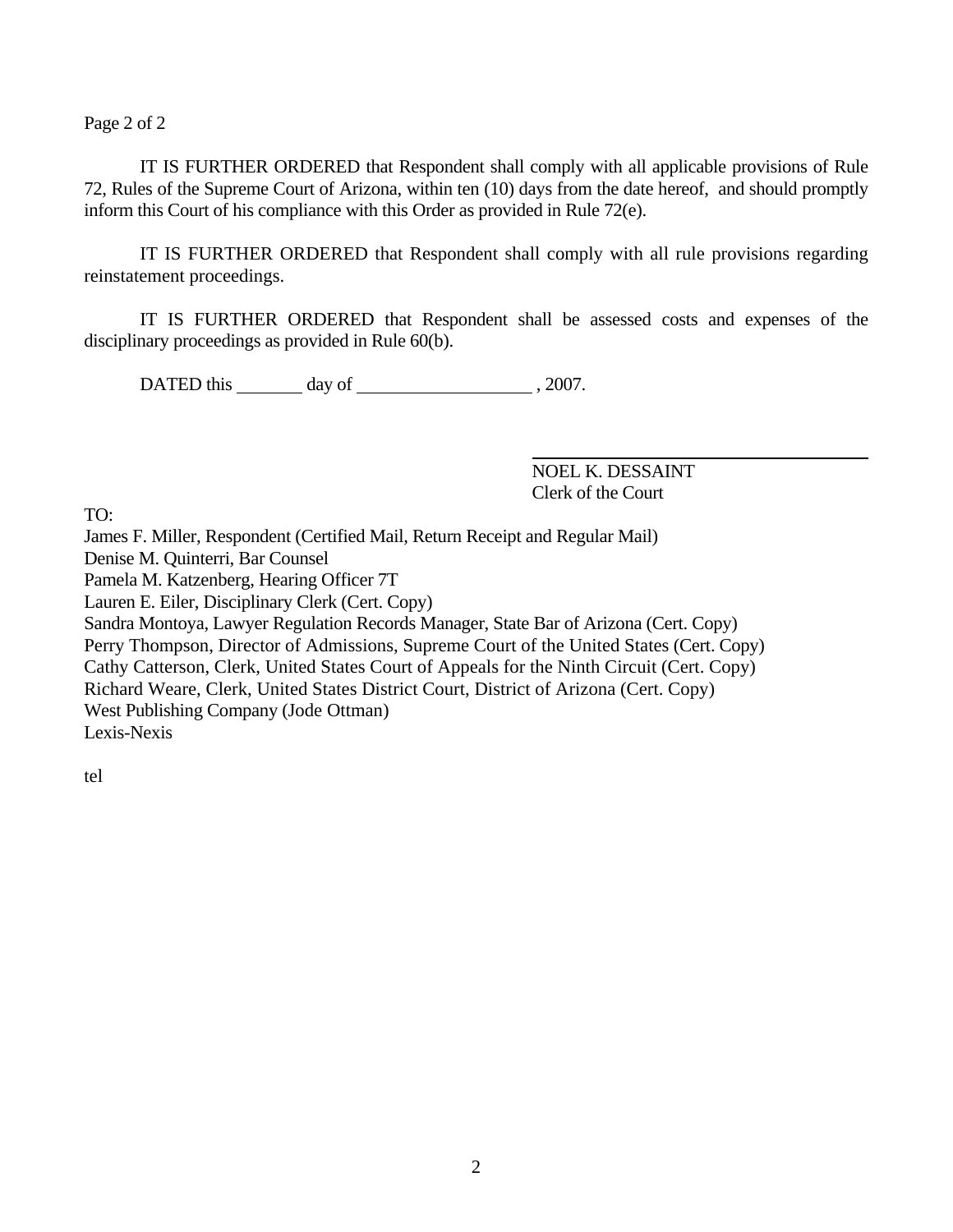IT IS FURTHER ORDERED that Respondent shall comply with all applicable provisions of Rule 72, Rules of the Supreme Court of Arizona, within ten (10) days from the date hereof, and should promptly inform this Court of his compliance with this Order as provided in Rule 72(e).

IT IS FURTHER ORDERED that Respondent shall comply with all rule provisions regarding reinstatement proceedings.

IT IS FURTHER ORDERED that Respondent shall be assessed costs and expenses of the disciplinary proceedings as provided in Rule 60(b).

DATED this ________ day of ____________________ , 2007.

NOEL K. DESSAINT
Clerk of the Court

TO:
James F. Miller, Respondent (Certified Mail, Return Receipt and Regular Mail)
Denise M. Quinterri, Bar Counsel
Pamela M. Katzenberg, Hearing Officer 7T
Lauren E. Eiler, Disciplinary Clerk (Cert. Copy)
Sandra Montoya, Lawyer Regulation Records Manager, State Bar of Arizona (Cert. Copy)
Perry Thompson, Director of Admissions, Supreme Court of the United States (Cert. Copy)
Cathy Catterson, Clerk, United States Court of Appeals for the Ninth Circuit (Cert. Copy)
Richard Weare, Clerk, United States District Court, District of Arizona (Cert. Copy)
West Publishing Company (Jode Ottman)
Lexis-Nexis

tel